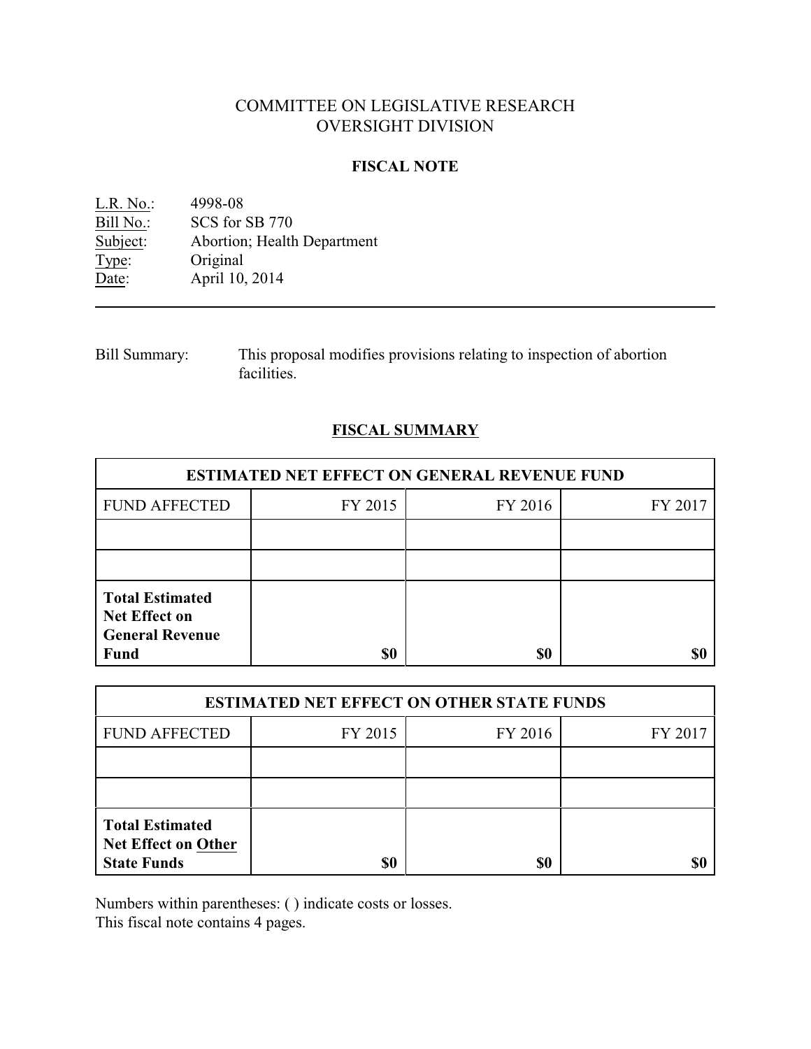# COMMITTEE ON LEGISLATIVE RESEARCH
# OVERSIGHT DIVISION

## FISCAL NOTE

L.R. No.: 4998-08
Bill No.: SCS for SB 770
Subject: Abortion; Health Department
Type: Original
Date: April 10, 2014

---

Bill Summary: This proposal modifies provisions relating to inspection of abortion facilities.

## FISCAL SUMMARY

| ESTIMATED NET EFFECT ON GENERAL REVENUE FUND | | | |
|---|---|---|---|
| FUND AFFECTED | FY 2015 | FY 2016 | FY 2017 |
| | | | |
| | | | |
| **Total Estimated Net Effect on General Revenue Fund** | **$0** | **$0** | **$0** |

| ESTIMATED NET EFFECT ON OTHER STATE FUNDS | | | |
|---|---|---|---|
| FUND AFFECTED | FY 2015 | FY 2016 | FY 2017 |
| | | | |
| | | | |
| **Total Estimated Net Effect on Other State Funds** | **$0** | **$0** | **$0** |

Numbers within parentheses: ( ) indicate costs or losses.
This fiscal note contains 4 pages.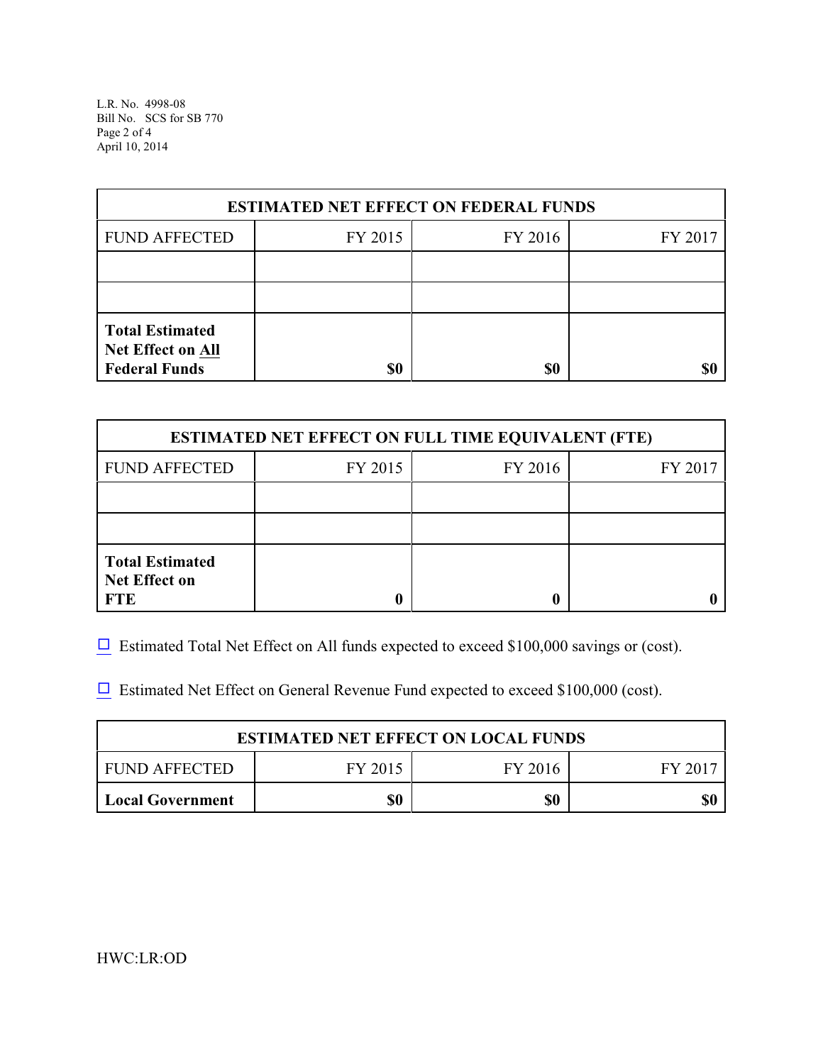| ESTIMATED NET EFFECT ON FEDERAL FUNDS | | | |
|---|---|---|---|
| FUND AFFECTED | FY 2015 | FY 2016 | FY 2017 |
| | | | |
| | | | |
| **Total Estimated Net Effect on All Federal Funds** | **$0** | **$0** | **$0** |

| ESTIMATED NET EFFECT ON FULL TIME EQUIVALENT (FTE) | | | |
|---|---|---|---|
| FUND AFFECTED | FY 2015 | FY 2016 | FY 2017 |
| | | | |
| | | | |
| **Total Estimated Net Effect on FTE** | **0** | **0** | **0** |

☐ Estimated Total Net Effect on All funds expected to exceed $100,000 savings or (cost).

☐ Estimated Net Effect on General Revenue Fund expected to exceed $100,000 (cost).

| ESTIMATED NET EFFECT ON LOCAL FUNDS | | | |
|---|---|---|---|
| FUND AFFECTED | FY 2015 | FY 2016 | FY 2017 |
| **Local Government** | **$0** | **$0** | **$0** |

HWC:LR:OD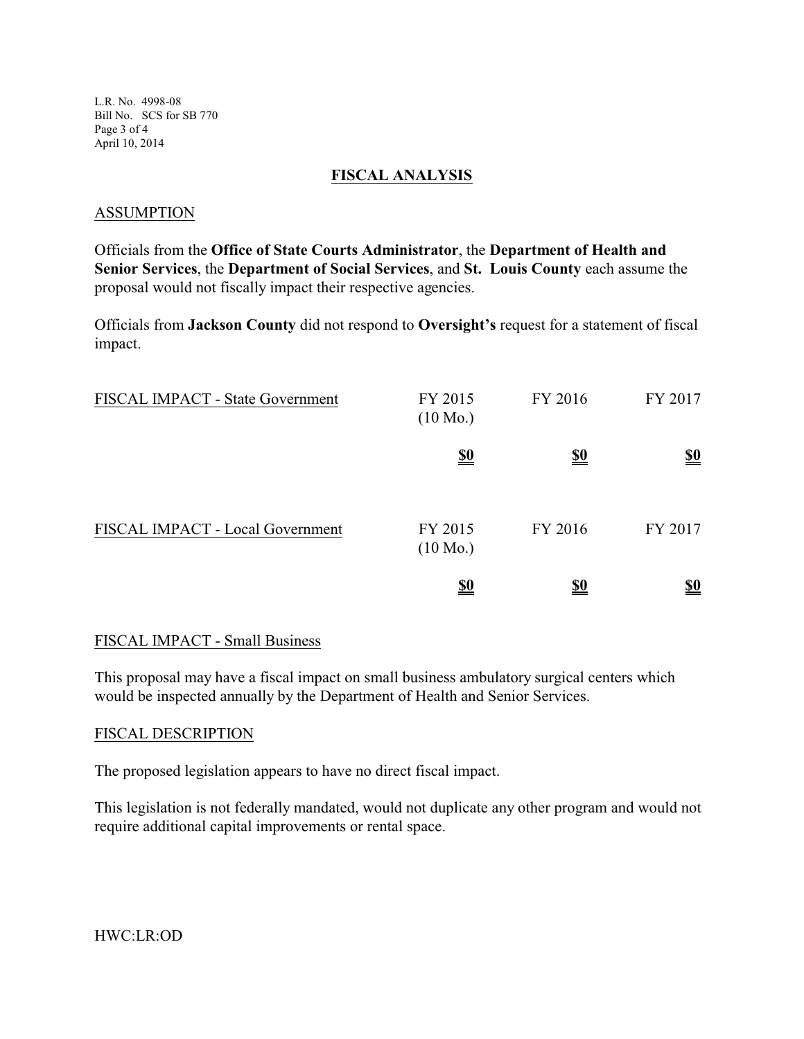## FISCAL ANALYSIS

### ASSUMPTION

Officials from the **Office of State Courts Administrator**, the **Department of Health and Senior Services**, the **Department of Social Services**, and **St. Louis County** each assume the proposal would not fiscally impact their respective agencies.

Officials from **Jackson County** did not respond to **Oversight's** request for a statement of fiscal impact.

| FISCAL IMPACT - State Government | FY 2015 (10 Mo.) | FY 2016 | FY 2017 |
|---|---|---|---|
| | **$0** | **$0** | **$0** |

| FISCAL IMPACT - Local Government | FY 2015 (10 Mo.) | FY 2016 | FY 2017 |
|---|---|---|---|
| | **$0** | **$0** | **$0** |

### FISCAL IMPACT - Small Business

This proposal may have a fiscal impact on small business ambulatory surgical centers which would be inspected annually by the Department of Health and Senior Services.

### FISCAL DESCRIPTION

The proposed legislation appears to have no direct fiscal impact.

This legislation is not federally mandated, would not duplicate any other program and would not require additional capital improvements or rental space.

HWC:LR:OD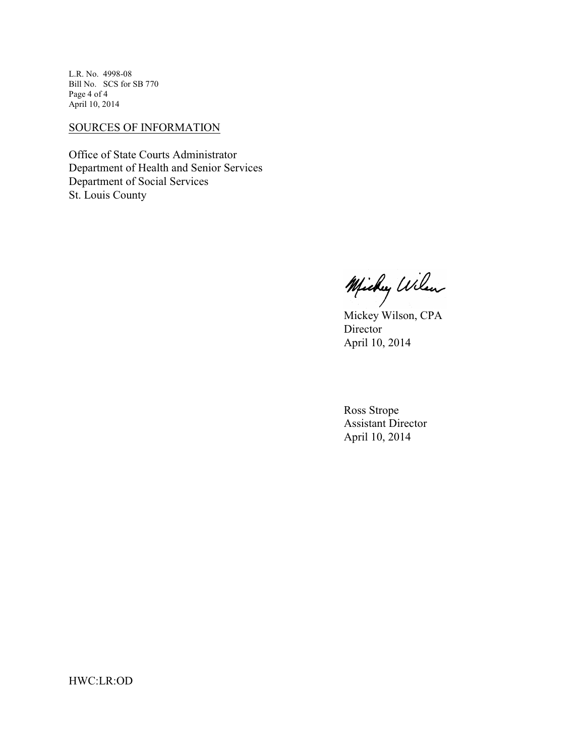## SOURCES OF INFORMATION

Office of State Courts Administrator
Department of Health and Senior Services
Department of Social Services
St. Louis County

Mickey Wilson, CPA
Director
April 10, 2014

Ross Strope
Assistant Director
April 10, 2014

HWC:LR:OD